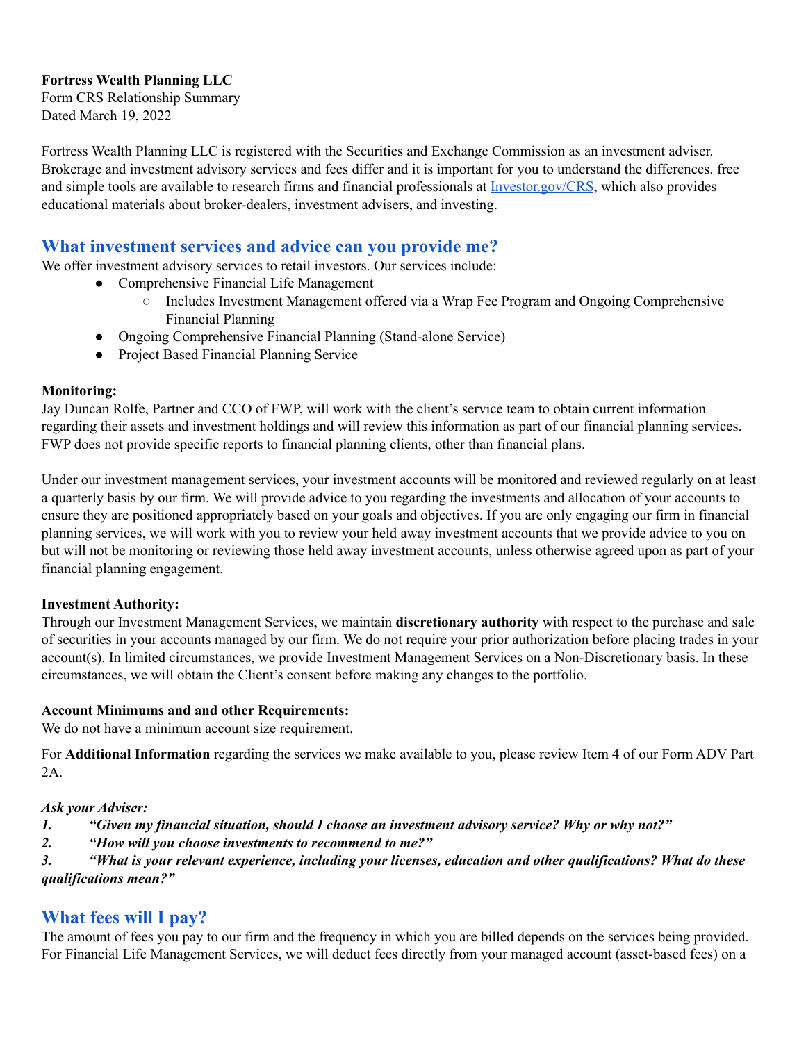**Fortress Wealth Planning LLC**
Form CRS Relationship Summary
Dated March 19, 2022

Fortress Wealth Planning LLC is registered with the Securities and Exchange Commission as an investment adviser. Brokerage and investment advisory services and fees differ and it is important for you to understand the differences. free and simple tools are available to research firms and financial professionals at [Investor.gov/CRS](Investor.gov/CRS), which also provides educational materials about broker-dealers, investment advisers, and investing.

## What investment services and advice can you provide me?

We offer investment advisory services to retail investors. Our services include:

- Comprehensive Financial Life Management
  - Includes Investment Management offered via a Wrap Fee Program and Ongoing Comprehensive Financial Planning
- Ongoing Comprehensive Financial Planning (Stand-alone Service)
- Project Based Financial Planning Service

**Monitoring:**
Jay Duncan Rolfe, Partner and CCO of FWP, will work with the client's service team to obtain current information regarding their assets and investment holdings and will review this information as part of our financial planning services. FWP does not provide specific reports to financial planning clients, other than financial plans.

Under our investment management services, your investment accounts will be monitored and reviewed regularly on at least a quarterly basis by our firm. We will provide advice to you regarding the investments and allocation of your accounts to ensure they are positioned appropriately based on your goals and objectives. If you are only engaging our firm in financial planning services, we will work with you to review your held away investment accounts that we provide advice to you on but will not be monitoring or reviewing those held away investment accounts, unless otherwise agreed upon as part of your financial planning engagement.

**Investment Authority:**
Through our Investment Management Services, we maintain **discretionary authority** with respect to the purchase and sale of securities in your accounts managed by our firm. We do not require your prior authorization before placing trades in your account(s). In limited circumstances, we provide Investment Management Services on a Non-Discretionary basis. In these circumstances, we will obtain the Client's consent before making any changes to the portfolio.

**Account Minimums and and other Requirements:**
We do not have a minimum account size requirement.

For **Additional Information** regarding the services we make available to you, please review Item 4 of our Form ADV Part 2A.

***Ask your Adviser:***

***1. "Given my financial situation, should I choose an investment advisory service? Why or why not?"***

***2. "How will you choose investments to recommend to me?"***

***3. "What is your relevant experience, including your licenses, education and other qualifications? What do these qualifications mean?"***

## What fees will I pay?

The amount of fees you pay to our firm and the frequency in which you are billed depends on the services being provided. For Financial Life Management Services, we will deduct fees directly from your managed account (asset-based fees) on a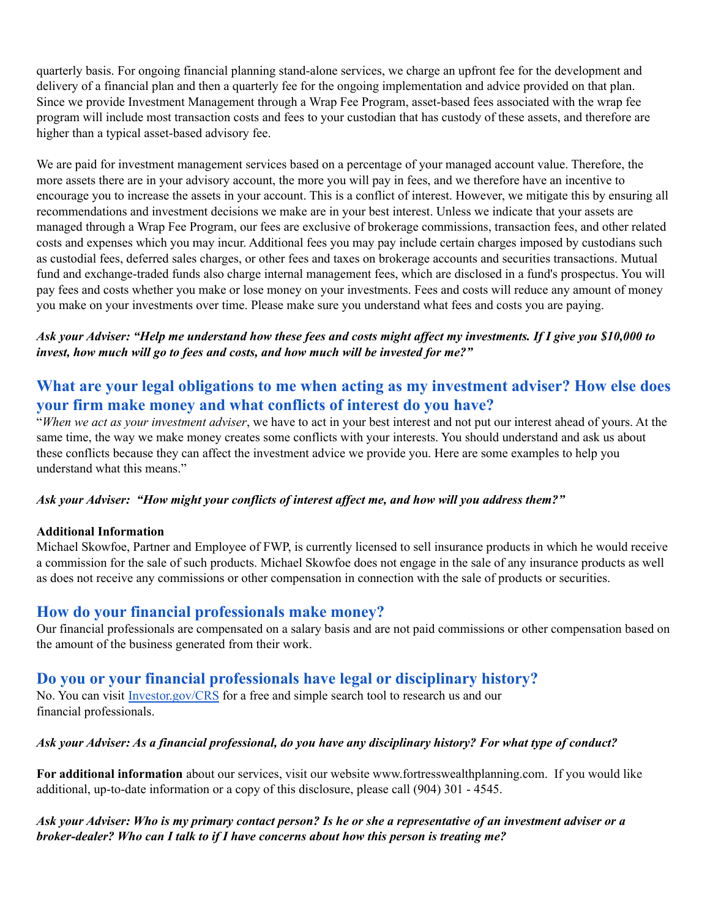quarterly basis. For ongoing financial planning stand-alone services, we charge an upfront fee for the development and delivery of a financial plan and then a quarterly fee for the ongoing implementation and advice provided on that plan. Since we provide Investment Management through a Wrap Fee Program, asset-based fees associated with the wrap fee program will include most transaction costs and fees to your custodian that has custody of these assets, and therefore are higher than a typical asset-based advisory fee.

We are paid for investment management services based on a percentage of your managed account value. Therefore, the more assets there are in your advisory account, the more you will pay in fees, and we therefore have an incentive to encourage you to increase the assets in your account. This is a conflict of interest. However, we mitigate this by ensuring all recommendations and investment decisions we make are in your best interest. Unless we indicate that your assets are managed through a Wrap Fee Program, our fees are exclusive of brokerage commissions, transaction fees, and other related costs and expenses which you may incur. Additional fees you may pay include certain charges imposed by custodians such as custodial fees, deferred sales charges, or other fees and taxes on brokerage accounts and securities transactions. Mutual fund and exchange-traded funds also charge internal management fees, which are disclosed in a fund's prospectus. You will pay fees and costs whether you make or lose money on your investments. Fees and costs will reduce any amount of money you make on your investments over time. Please make sure you understand what fees and costs you are paying.

***Ask your Adviser: "Help me understand how these fees and costs might affect my investments. If I give you $10,000 to invest, how much will go to fees and costs, and how much will be invested for me?"***

## What are your legal obligations to me when acting as my investment adviser? How else does your firm make money and what conflicts of interest do you have?

"*When we act as your investment adviser*, we have to act in your best interest and not put our interest ahead of yours. At the same time, the way we make money creates some conflicts with your interests. You should understand and ask us about these conflicts because they can affect the investment advice we provide you. Here are some examples to help you understand what this means."

***Ask your Adviser: "How might your conflicts of interest affect me, and how will you address them?"***

**Additional Information**

Michael Skowfoe, Partner and Employee of FWP, is currently licensed to sell insurance products in which he would receive a commission for the sale of such products. Michael Skowfoe does not engage in the sale of any insurance products as well as does not receive any commissions or other compensation in connection with the sale of products or securities.

## How do your financial professionals make money?

Our financial professionals are compensated on a salary basis and are not paid commissions or other compensation based on the amount of the business generated from their work.

## Do you or your financial professionals have legal or disciplinary history?

No. You can visit Investor.gov/CRS for a free and simple search tool to research us and our financial professionals.

***Ask your Adviser: As a financial professional, do you have any disciplinary history? For what type of conduct?***

**For additional information** about our services, visit our website www.fortresswealthplanning.com. If you would like additional, up-to-date information or a copy of this disclosure, please call (904) 301 - 4545.

***Ask your Adviser: Who is my primary contact person? Is he or she a representative of an investment adviser or a broker-dealer? Who can I talk to if I have concerns about how this person is treating me?***